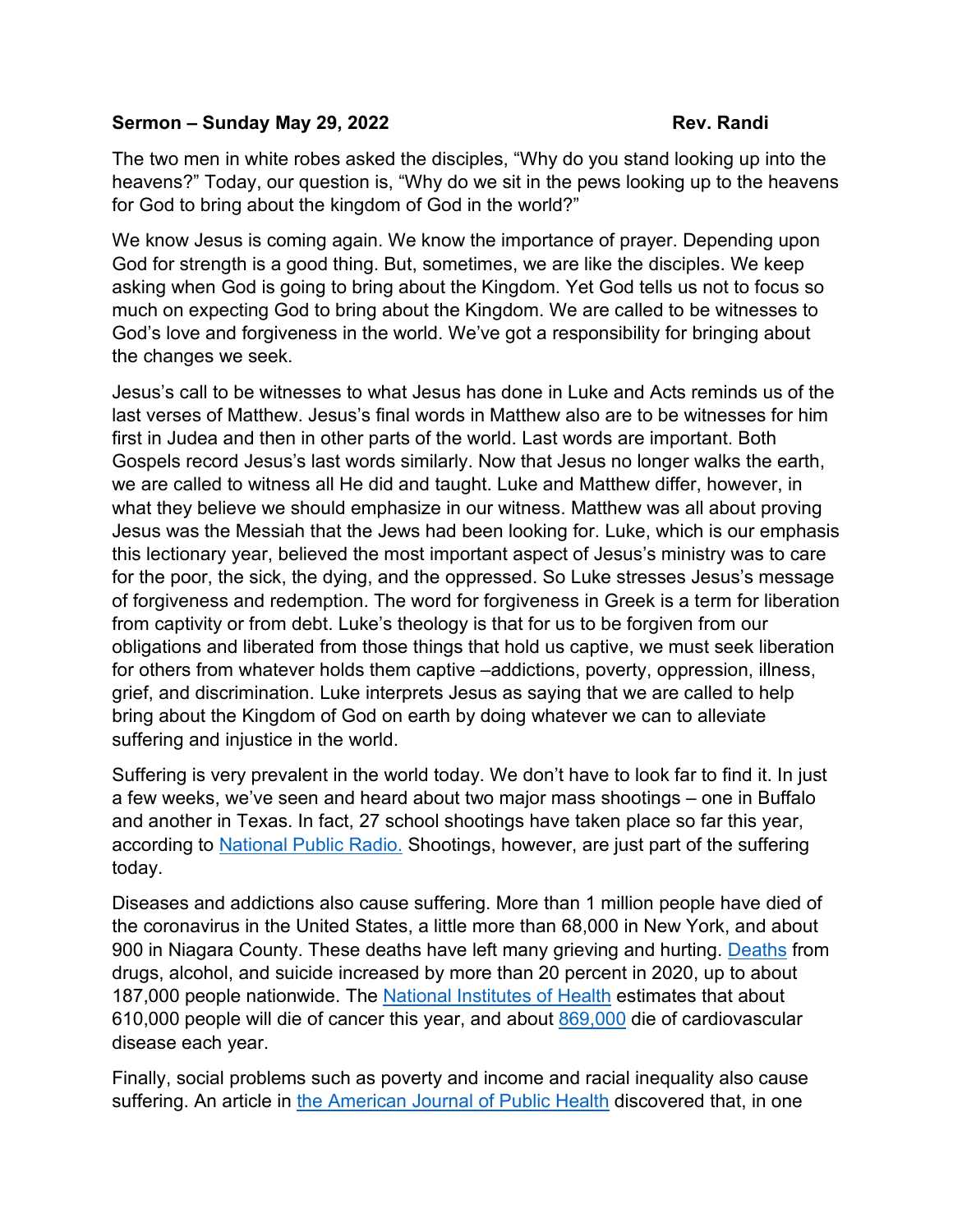**Sermon – Sunday May 29, 2022 Rev. Randi**

The two men in white robes asked the disciples, "Why do you stand looking up into the heavens?" Today, our question is, "Why do we sit in the pews looking up to the heavens for God to bring about the kingdom of God in the world?"

We know Jesus is coming again. We know the importance of prayer. Depending upon God for strength is a good thing. But, sometimes, we are like the disciples. We keep asking when God is going to bring about the Kingdom. Yet God tells us not to focus so much on expecting God to bring about the Kingdom. We are called to be witnesses to God's love and forgiveness in the world. We've got a responsibility for bringing about the changes we seek.

Jesus's call to be witnesses to what Jesus has done in Luke and Acts reminds us of the last verses of Matthew. Jesus's final words in Matthew also are to be witnesses for him first in Judea and then in other parts of the world. Last words are important. Both Gospels record Jesus's last words similarly. Now that Jesus no longer walks the earth, we are called to witness all He did and taught. Luke and Matthew differ, however, in what they believe we should emphasize in our witness. Matthew was all about proving Jesus was the Messiah that the Jews had been looking for. Luke, which is our emphasis this lectionary year, believed the most important aspect of Jesus's ministry was to care for the poor, the sick, the dying, and the oppressed. So Luke stresses Jesus's message of forgiveness and redemption. The word for forgiveness in Greek is a term for liberation from captivity or from debt. Luke's theology is that for us to be forgiven from our obligations and liberated from those things that hold us captive, we must seek liberation for others from whatever holds them captive –addictions, poverty, oppression, illness, grief, and discrimination. Luke interprets Jesus as saying that we are called to help bring about the Kingdom of God on earth by doing whatever we can to alleviate suffering and injustice in the world.

Suffering is very prevalent in the world today. We don't have to look far to find it. In just a few weeks, we've seen and heard about two major mass shootings – one in Buffalo and another in Texas. In fact, 27 school shootings have taken place so far this year, according to National Public Radio. Shootings, however, are just part of the suffering today.

Diseases and addictions also cause suffering. More than 1 million people have died of the coronavirus in the United States, a little more than 68,000 in New York, and about 900 in Niagara County. These deaths have left many grieving and hurting. Deaths from drugs, alcohol, and suicide increased by more than 20 percent in 2020, up to about 187,000 people nationwide. The National Institutes of Health estimates that about 610,000 people will die of cancer this year, and about 869,000 die of cardiovascular disease each year.

Finally, social problems such as poverty and income and racial inequality also cause suffering. An article in the American Journal of Public Health discovered that, in one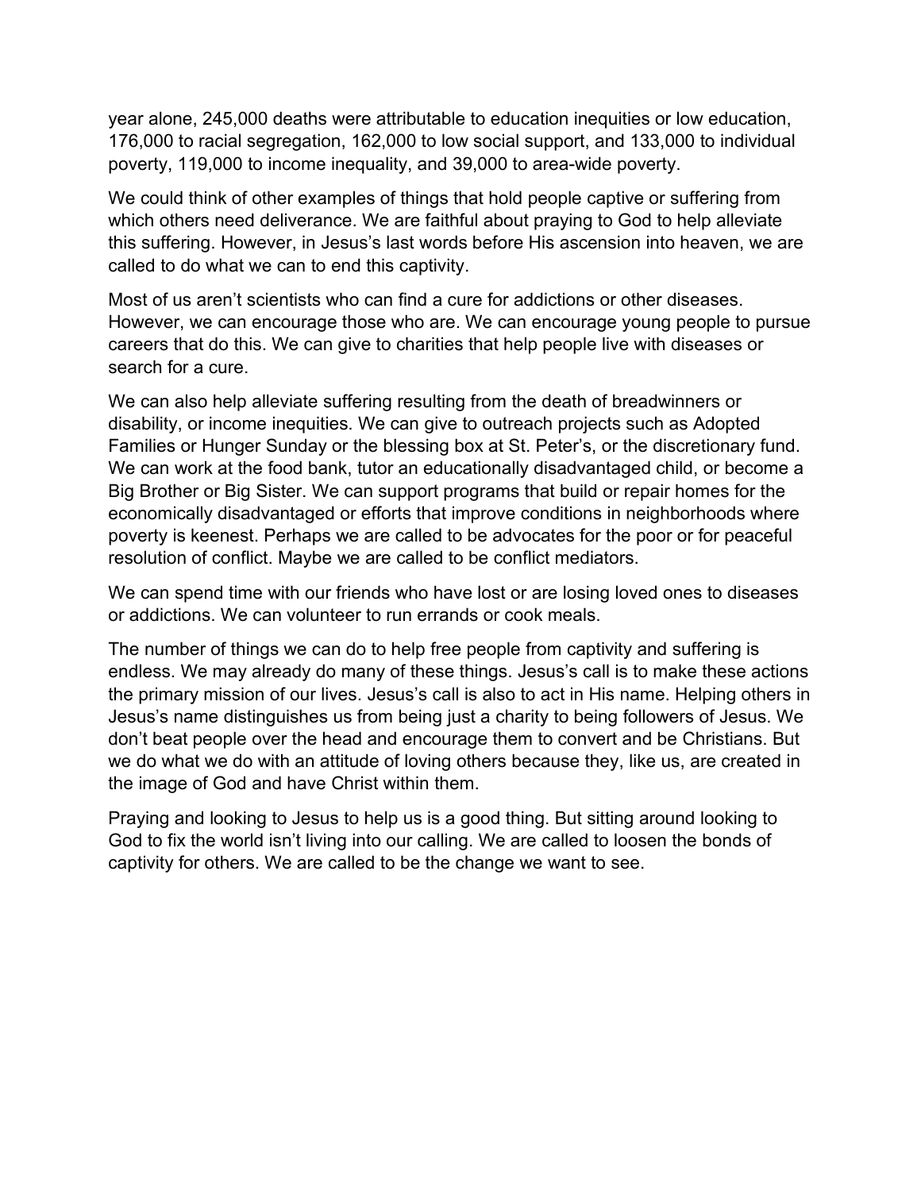year alone, 245,000 deaths were attributable to education inequities or low education, 176,000 to racial segregation, 162,000 to low social support, and 133,000 to individual poverty, 119,000 to income inequality, and 39,000 to area-wide poverty.

We could think of other examples of things that hold people captive or suffering from which others need deliverance. We are faithful about praying to God to help alleviate this suffering. However, in Jesus's last words before His ascension into heaven, we are called to do what we can to end this captivity.

Most of us aren't scientists who can find a cure for addictions or other diseases. However, we can encourage those who are. We can encourage young people to pursue careers that do this. We can give to charities that help people live with diseases or search for a cure.

We can also help alleviate suffering resulting from the death of breadwinners or disability, or income inequities. We can give to outreach projects such as Adopted Families or Hunger Sunday or the blessing box at St. Peter's, or the discretionary fund. We can work at the food bank, tutor an educationally disadvantaged child, or become a Big Brother or Big Sister. We can support programs that build or repair homes for the economically disadvantaged or efforts that improve conditions in neighborhoods where poverty is keenest. Perhaps we are called to be advocates for the poor or for peaceful resolution of conflict. Maybe we are called to be conflict mediators.

We can spend time with our friends who have lost or are losing loved ones to diseases or addictions. We can volunteer to run errands or cook meals.

The number of things we can do to help free people from captivity and suffering is endless. We may already do many of these things. Jesus's call is to make these actions the primary mission of our lives. Jesus's call is also to act in His name. Helping others in Jesus's name distinguishes us from being just a charity to being followers of Jesus. We don't beat people over the head and encourage them to convert and be Christians. But we do what we do with an attitude of loving others because they, like us, are created in the image of God and have Christ within them.

Praying and looking to Jesus to help us is a good thing. But sitting around looking to God to fix the world isn't living into our calling. We are called to loosen the bonds of captivity for others. We are called to be the change we want to see.